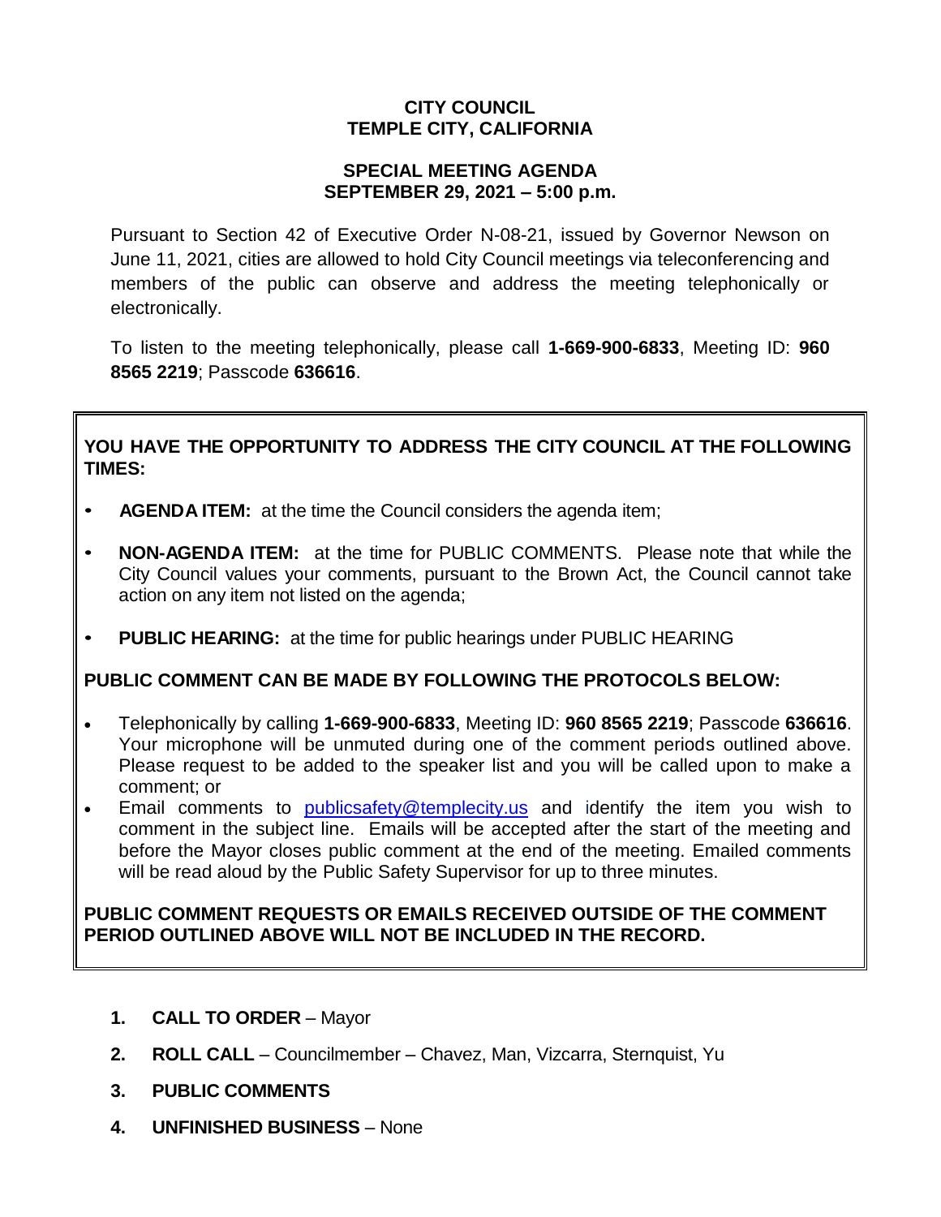# CITY COUNCIL
# TEMPLE CITY, CALIFORNIA

## SPECIAL MEETING AGENDA
## SEPTEMBER 29, 2021 – 5:00 p.m.

Pursuant to Section 42 of Executive Order N-08-21, issued by Governor Newson on June 11, 2021, cities are allowed to hold City Council meetings via teleconferencing and members of the public can observe and address the meeting telephonically or electronically.

To listen to the meeting telephonically, please call **1-669-900-6833**, Meeting ID: **960 8565 2219**; Passcode **636616**.

**YOU HAVE THE OPPORTUNITY TO ADDRESS THE CITY COUNCIL AT THE FOLLOWING TIMES:**

- **AGENDA ITEM:** at the time the Council considers the agenda item;
- **NON-AGENDA ITEM:** at the time for PUBLIC COMMENTS. Please note that while the City Council values your comments, pursuant to the Brown Act, the Council cannot take action on any item not listed on the agenda;
- **PUBLIC HEARING:** at the time for public hearings under PUBLIC HEARING

**PUBLIC COMMENT CAN BE MADE BY FOLLOWING THE PROTOCOLS BELOW:**

- Telephonically by calling **1-669-900-6833**, Meeting ID: **960 8565 2219**; Passcode **636616**. Your microphone will be unmuted during one of the comment periods outlined above. Please request to be added to the speaker list and you will be called upon to make a comment; or
- Email comments to publicsafety@templecity.us and identify the item you wish to comment in the subject line. Emails will be accepted after the start of the meeting and before the Mayor closes public comment at the end of the meeting. Emailed comments will be read aloud by the Public Safety Supervisor for up to three minutes.

**PUBLIC COMMENT REQUESTS OR EMAILS RECEIVED OUTSIDE OF THE COMMENT PERIOD OUTLINED ABOVE WILL NOT BE INCLUDED IN THE RECORD.**

1. **CALL TO ORDER** – Mayor
2. **ROLL CALL** – Councilmember – Chavez, Man, Vizcarra, Sternquist, Yu
3. **PUBLIC COMMENTS**
4. **UNFINISHED BUSINESS** – None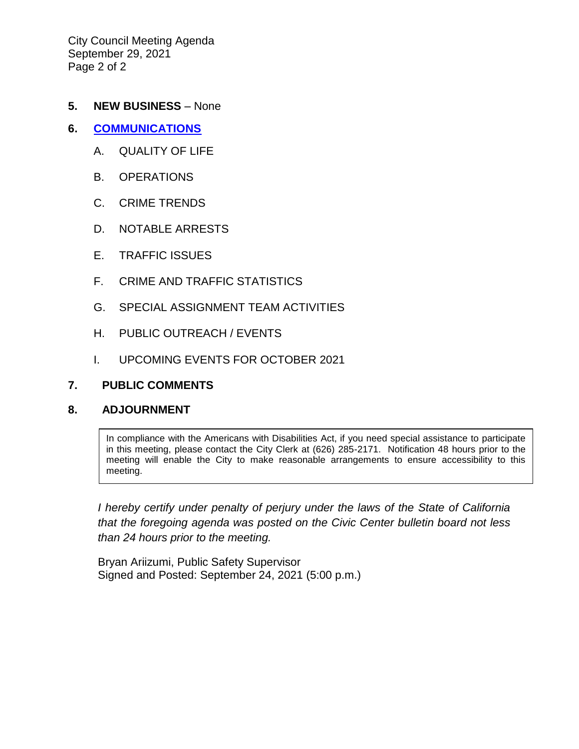**5. NEW BUSINESS** – None

**6. [COMMUNICATIONS](#)**

A. QUALITY OF LIFE

B. OPERATIONS

C. CRIME TRENDS

D. NOTABLE ARRESTS

E. TRAFFIC ISSUES

F. CRIME AND TRAFFIC STATISTICS

G. SPECIAL ASSIGNMENT TEAM ACTIVITIES

H. PUBLIC OUTREACH / EVENTS

I. UPCOMING EVENTS FOR OCTOBER 2021

**7. PUBLIC COMMENTS**

**8. ADJOURNMENT**

> In compliance with the Americans with Disabilities Act, if you need special assistance to participate in this meeting, please contact the City Clerk at (626) 285-2171. Notification 48 hours prior to the meeting will enable the City to make reasonable arrangements to ensure accessibility to this meeting.

*I hereby certify under penalty of perjury under the laws of the State of California that the foregoing agenda was posted on the Civic Center bulletin board not less than 24 hours prior to the meeting.*

Bryan Ariizumi, Public Safety Supervisor
Signed and Posted: September 24, 2021 (5:00 p.m.)